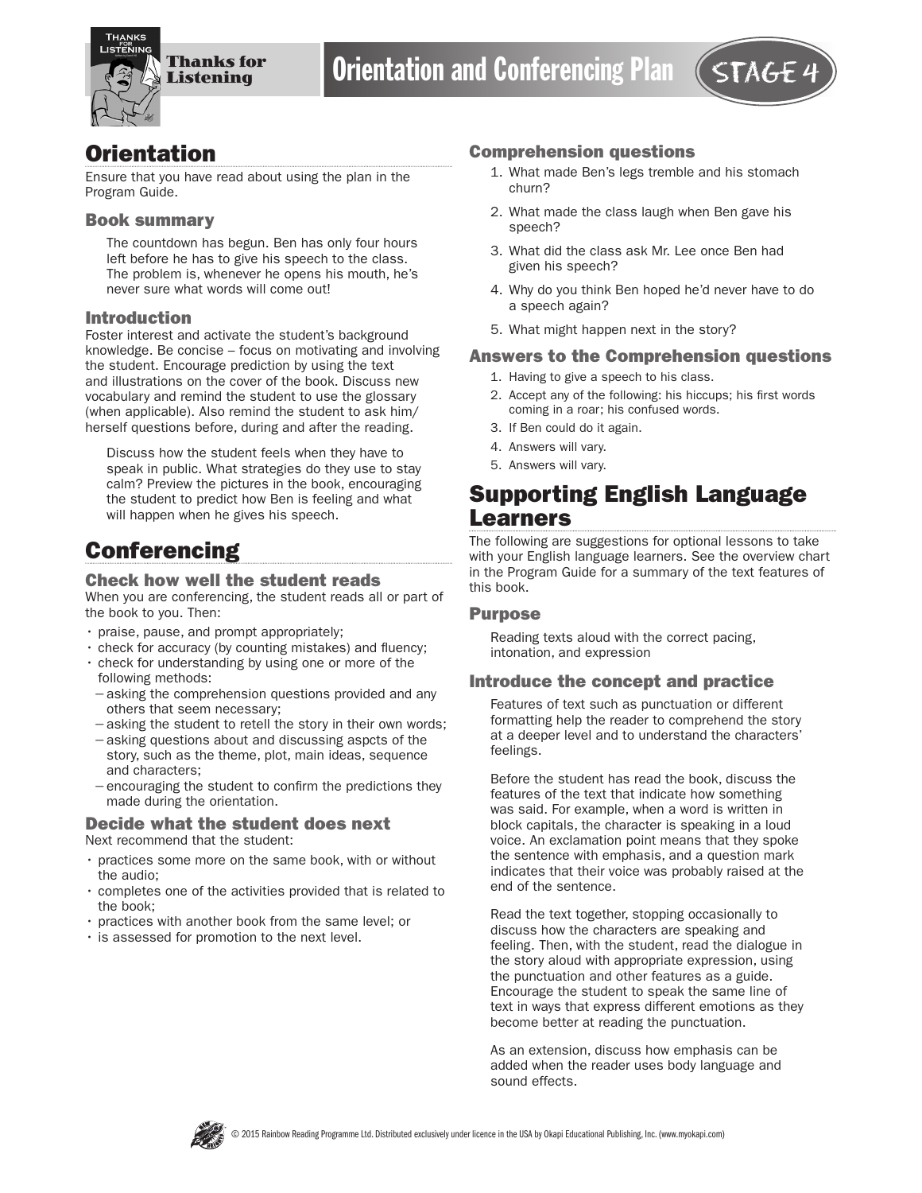# Thanks for Listening

# Orientation and Conferencing Plan

STAGE 4

## Orientation

Ensure that you have read about using the plan in the Program Guide.

### Book summary

The countdown has begun. Ben has only four hours left before he has to give his speech to the class. The problem is, whenever he opens his mouth, he's never sure what words will come out!

### Introduction

Foster interest and activate the student's background knowledge. Be concise – focus on motivating and involving the student. Encourage prediction by using the text and illustrations on the cover of the book. Discuss new vocabulary and remind the student to use the glossary (when applicable). Also remind the student to ask him/herself questions before, during and after the reading.

Discuss how the student feels when they have to speak in public. What strategies do they use to stay calm? Preview the pictures in the book, encouraging the student to predict how Ben is feeling and what will happen when he gives his speech.

## Conferencing

### Check how well the student reads

When you are conferencing, the student reads all or part of the book to you. Then:

- praise, pause, and prompt appropriately;
- check for accuracy (by counting mistakes) and fluency;
- check for understanding by using one or more of the following methods:
  - asking the comprehension questions provided and any others that seem necessary;
  - asking the student to retell the story in their own words;
  - asking questions about and discussing aspcts of the story, such as the theme, plot, main ideas, sequence and characters;
  - encouraging the student to confirm the predictions they made during the orientation.

### Decide what the student does next

Next recommend that the student:

- practices some more on the same book, with or without the audio;
- completes one of the activities provided that is related to the book;
- practices with another book from the same level; or
- is assessed for promotion to the next level.

### Comprehension questions

1. What made Ben's legs tremble and his stomach churn?
2. What made the class laugh when Ben gave his speech?
3. What did the class ask Mr. Lee once Ben had given his speech?
4. Why do you think Ben hoped he'd never have to do a speech again?
5. What might happen next in the story?

### Answers to the Comprehension questions

1. Having to give a speech to his class.
2. Accept any of the following: his hiccups; his first words coming in a roar; his confused words.
3. If Ben could do it again.
4. Answers will vary.
5. Answers will vary.

## Supporting English Language Learners

The following are suggestions for optional lessons to take with your English language learners. See the overview chart in the Program Guide for a summary of the text features of this book.

### Purpose

Reading texts aloud with the correct pacing, intonation, and expression

### Introduce the concept and practice

Features of text such as punctuation or different formatting help the reader to comprehend the story at a deeper level and to understand the characters' feelings.

Before the student has read the book, discuss the features of the text that indicate how something was said. For example, when a word is written in block capitals, the character is speaking in a loud voice. An exclamation point means that they spoke the sentence with emphasis, and a question mark indicates that their voice was probably raised at the end of the sentence.

Read the text together, stopping occasionally to discuss how the characters are speaking and feeling. Then, with the student, read the dialogue in the story aloud with appropriate expression, using the punctuation and other features as a guide. Encourage the student to speak the same line of text in ways that express different emotions as they become better at reading the punctuation.

As an extension, discuss how emphasis can be added when the reader uses body language and sound effects.

© 2015 Rainbow Reading Programme Ltd. Distributed exclusively under licence in the USA by Okapi Educational Publishing, Inc. (www.myokapi.com)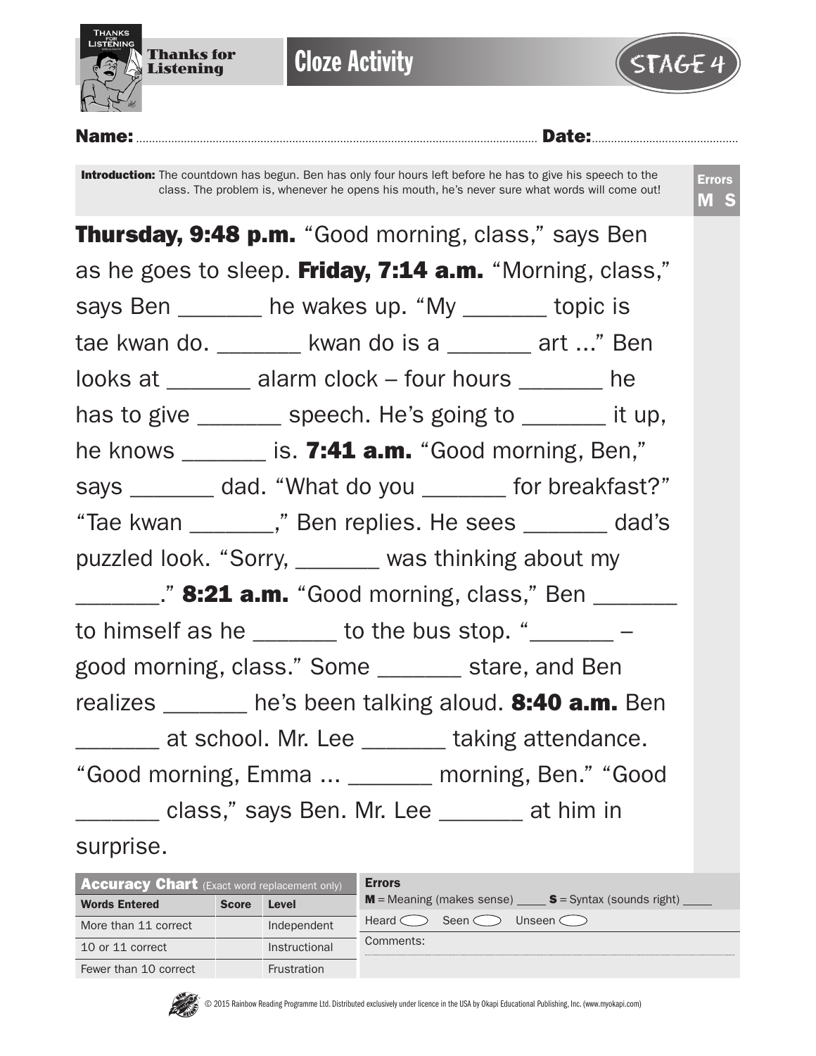**Thanks for Listening**

# Cloze Activity

STAGE 4

**Name:** .................................................................................................. **Date:** ..............................................

**Introduction:** The countdown has begun. Ben has only four hours left before he has to give his speech to the class. The problem is, whenever he opens his mouth, he's never sure what words will come out!

**Errors**
**M S**

**Thursday, 9:48 p.m.** "Good morning, class," says Ben as he goes to sleep. **Friday, 7:14 a.m.** "Morning, class," says Ben _______ he wakes up. "My _______ topic is tae kwan do. _______ kwan do is a _______ art ..." Ben looks at _______ alarm clock – four hours _______ he has to give _______ speech. He's going to _______ it up, he knows _______ is. **7:41 a.m.** "Good morning, Ben," says _______ dad. "What do you _______ for breakfast?" "Tae kwan _______," Ben replies. He sees _______ dad's puzzled look. "Sorry, _______ was thinking about my _______." **8:21 a.m.** "Good morning, class," Ben _______ to himself as he _______ to the bus stop. "_______ – good morning, class." Some _______ stare, and Ben realizes _______ he's been talking aloud. **8:40 a.m.** Ben _______ at school. Mr. Lee _______ taking attendance. "Good morning, Emma ... _______ morning, Ben." "Good _______ class," says Ben. Mr. Lee _______ at him in surprise.

| **Accuracy Chart** (Exact word replacement only) | | |
|---|---|---|
| **Words Entered** | **Score** | **Level** |
| More than 11 correct | | Independent |
| 10 or 11 correct | | Instructional |
| Fewer than 10 correct | | Frustration |

**Errors**
**M** = Meaning (makes sense) ____ **S** = Syntax (sounds right) ____

Heard ◯ Seen ◯ Unseen ◯

Comments:

© 2015 Rainbow Reading Programme Ltd. Distributed exclusively under licence in the USA by Okapi Educational Publishing, Inc. (www.myokapi.com)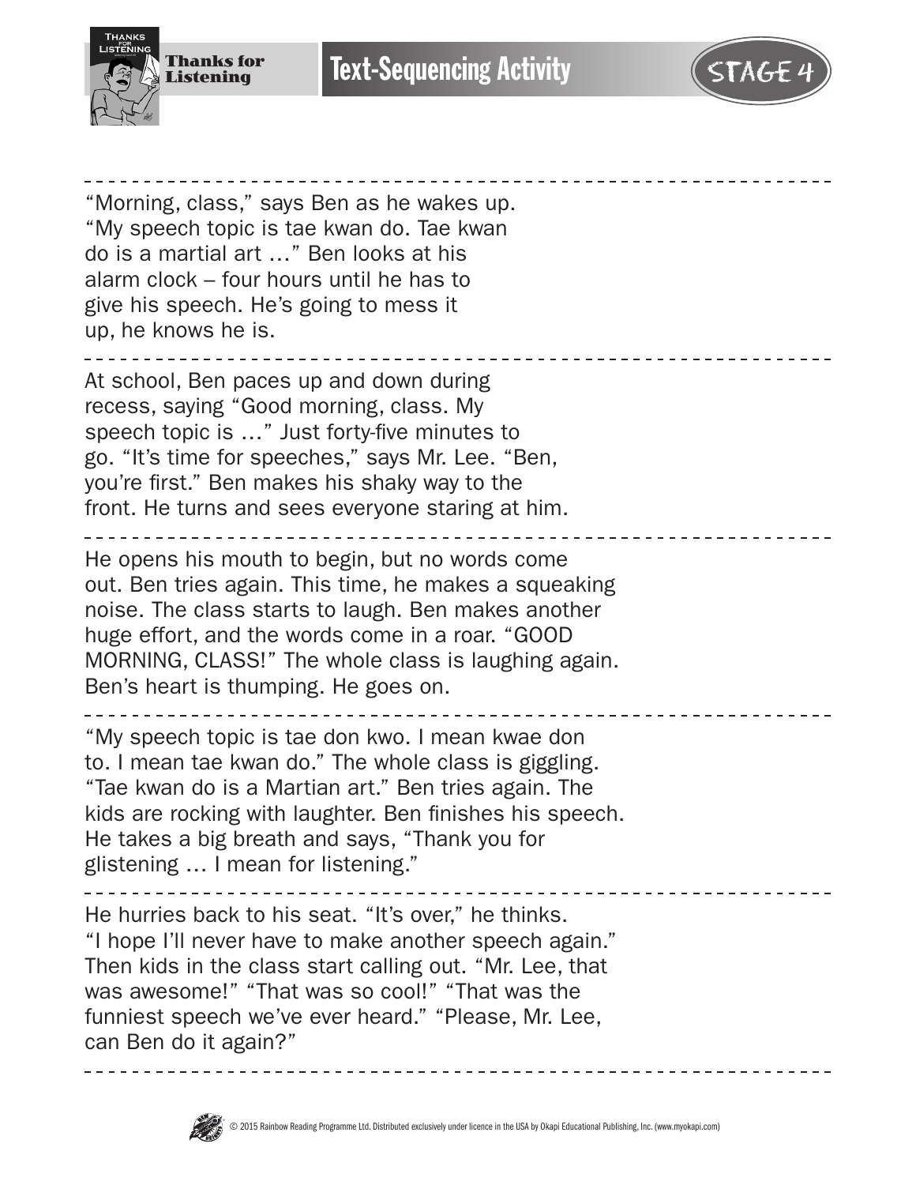"Morning, class," says Ben as he wakes up. "My speech topic is tae kwan do. Tae kwan do is a martial art …" Ben looks at his alarm clock – four hours until he has to give his speech. He's going to mess it up, he knows he is.

---

At school, Ben paces up and down during recess, saying "Good morning, class. My speech topic is …" Just forty-five minutes to go. "It's time for speeches," says Mr. Lee. "Ben, you're first." Ben makes his shaky way to the front. He turns and sees everyone staring at him.

---

He opens his mouth to begin, but no words come out. Ben tries again. This time, he makes a squeaking noise. The class starts to laugh. Ben makes another huge effort, and the words come in a roar. "GOOD MORNING, CLASS!" The whole class is laughing again. Ben's heart is thumping. He goes on.

---

"My speech topic is tae don kwo. I mean kwae don to. I mean tae kwan do." The whole class is giggling. "Tae kwan do is a Martian art." Ben tries again. The kids are rocking with laughter. Ben finishes his speech. He takes a big breath and says, "Thank you for glistening … I mean for listening."

---

He hurries back to his seat. "It's over," he thinks. "I hope I'll never have to make another speech again." Then kids in the class start calling out. "Mr. Lee, that was awesome!" "That was so cool!" "That was the funniest speech we've ever heard." "Please, Mr. Lee, can Ben do it again?"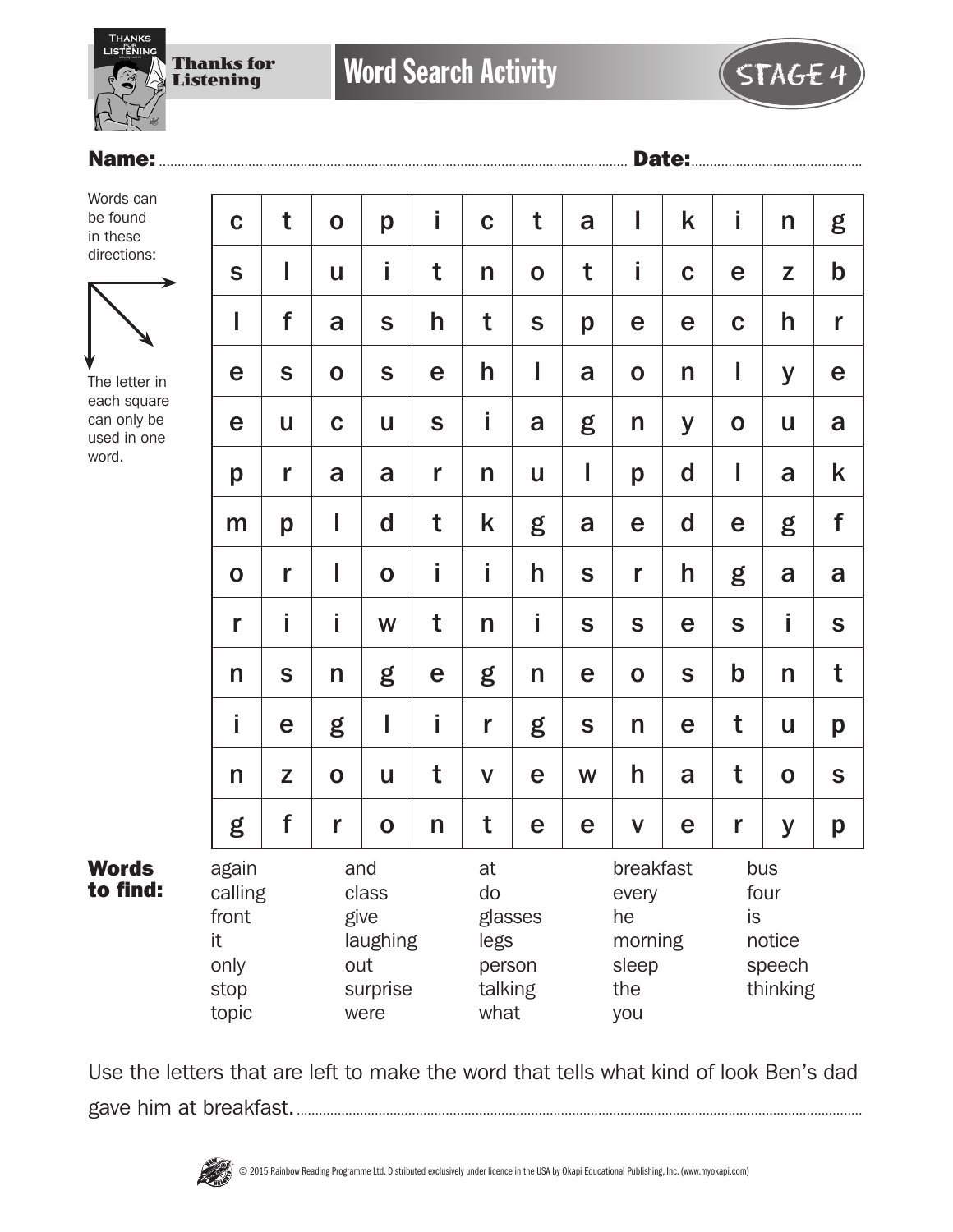# Thanks for Listening

## Word Search Activity

STAGE 4

**Name:** ........................................................................ **Date:** ........................................

Words can be found in these directions: → ↘ ↓

The letter in each square can only be used in one word.

| | | | | | | | | | | | | |
|---|---|---|---|---|---|---|---|---|---|---|---|---|
| c | t | o | p | i | c | t | a | l | k | i | n | g |
| s | l | u | i | t | n | o | t | i | c | e | z | b |
| l | f | a | s | h | t | s | p | e | e | c | h | r |
| e | s | o | s | e | h | l | a | o | n | l | y | e |
| e | u | c | u | s | i | a | g | n | y | o | u | a |
| p | r | a | a | r | n | u | l | p | d | l | a | k |
| m | p | l | d | t | k | g | a | e | d | e | g | f |
| o | r | l | o | i | i | h | s | r | h | g | a | a |
| r | i | i | w | t | n | i | s | s | e | s | i | s |
| n | s | n | g | e | g | n | e | o | s | b | n | t |
| i | e | g | l | i | r | g | s | n | e | t | u | p |
| n | z | o | u | t | v | e | w | h | a | t | o | s |
| g | f | r | o | n | t | e | e | v | e | r | y | p |

**Words to find:**

| | | | | |
|---|---|---|---|---|
| again | and | at | breakfast | bus |
| calling | class | do | every | four |
| front | give | glasses | he | is |
| it | laughing | legs | morning | notice |
| only | out | person | sleep | speech |
| stop | surprise | talking | the | thinking |
| topic | were | what | you | |

Use the letters that are left to make the word that tells what kind of look Ben's dad gave him at breakfast. ........................................................................

© 2015 Rainbow Reading Programme Ltd. Distributed exclusively under licence in the USA by Okapi Educational Publishing, Inc. (www.myokapi.com)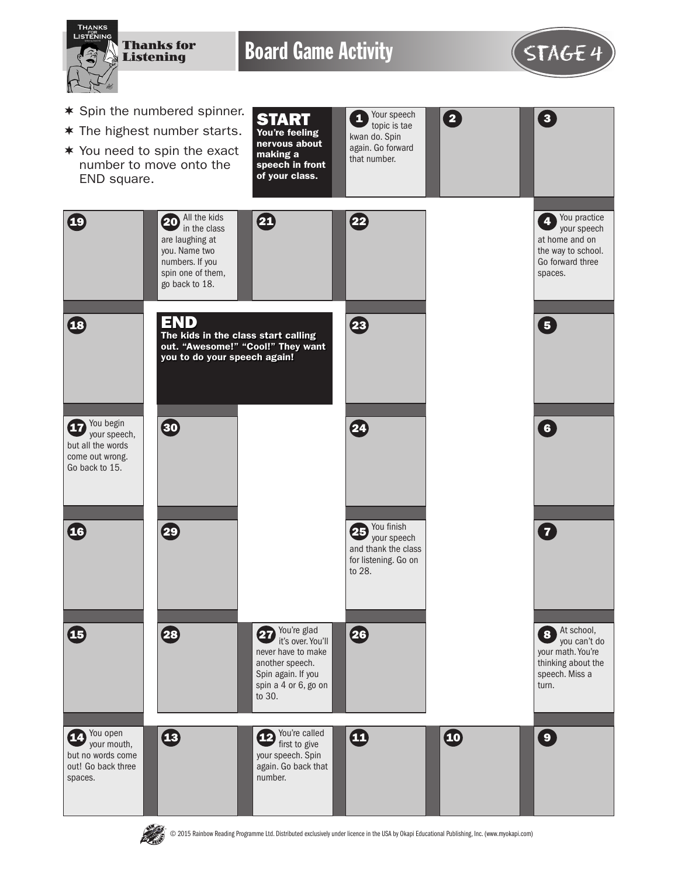# Thanks for Listening

## Board Game Activity

STAGE 4

- Spin the numbered spinner.
- The highest number starts.
- You need to spin the exact number to move onto the END square.

**START**
**You're feeling nervous about making a speech in front of your class.**

**1** Your speech topic is tae kwan do. Spin again. Go forward that number.

**2**

**3**

**4** You practice your speech at home and on the way to school. Go forward three spaces.

**5**

**6**

**7**

**8** At school, you can't do your math. You're thinking about the speech. Miss a turn.

**9**

**10**

**11**

**12** You're called first to give your speech. Spin again. Go back that number.

**13**

**14** You open your mouth, but no words come out! Go back three spaces.

**15**

**16**

**17** You begin your speech, but all the words come out wrong. Go back to 15.

**18**

**19**

**20** All the kids in the class are laughing at you. Name two numbers. If you spin one of them, go back to 18.

**21**

**22**

**23**

**24**

**25** You finish your speech and thank the class for listening. Go on to 28.

**26**

**27** You're glad it's over. You'll never have to make another speech. Spin again. If you spin a 4 or 6, go on to 30.

**28**

**29**

**30**

**END**
**The kids in the class start calling out. "Awesome!" "Cool!" They want you to do your speech again!**

© 2015 Rainbow Reading Programme Ltd. Distributed exclusively under licence in the USA by Okapi Educational Publishing, Inc. (www.myokapi.com)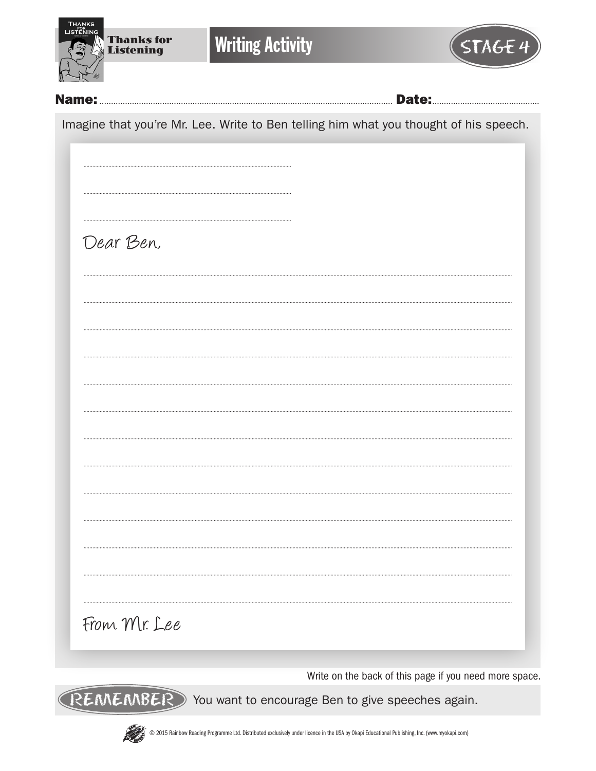**Thanks for Listening**

# Writing Activity

STAGE 4

**Name:** ............................................................ **Date:** ..............................

Imagine that you're Mr. Lee. Write to Ben telling him what you thought of his speech.

..............................................

..............................................

..............................................

Dear Ben,

..............................................................................................

..............................................................................................

..............................................................................................

..............................................................................................

..............................................................................................

..............................................................................................

..............................................................................................

..............................................................................................

..............................................................................................

..............................................................................................

..............................................................................................

..............................................................................................

..............................................................................................

From Mr. Lee

Write on the back of this page if you need more space.

**REMEMBER** You want to encourage Ben to give speeches again.

© 2015 Rainbow Reading Programme Ltd. Distributed exclusively under licence in the USA by Okapi Educational Publishing, Inc. (www.myokapi.com)